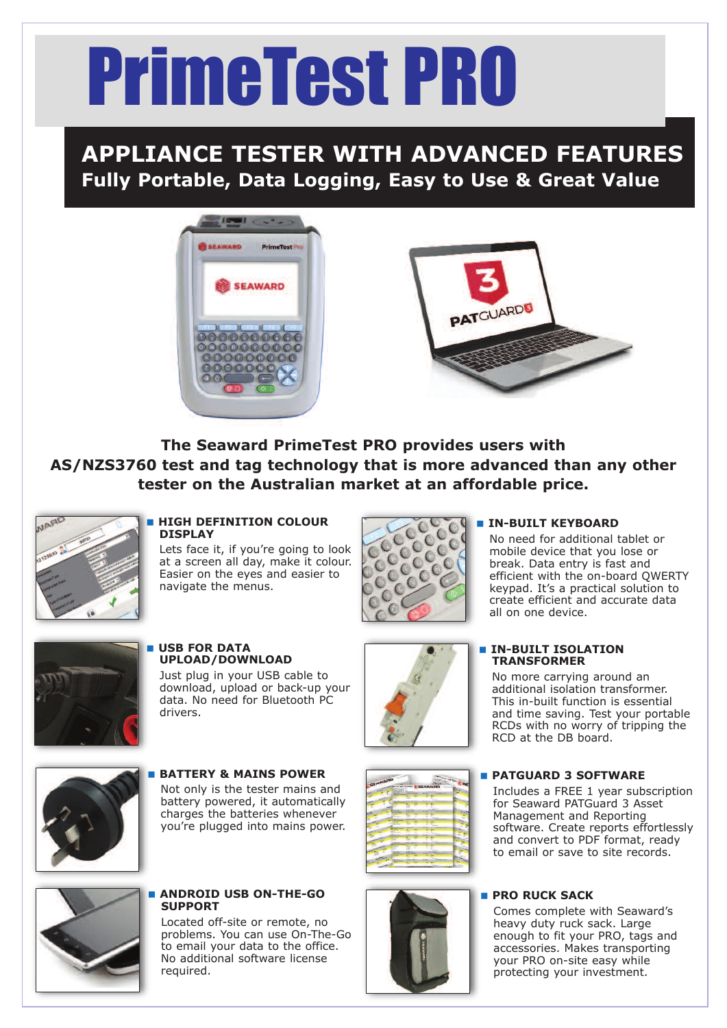# PrimeTest PRO

## APPLIANCE TESTER WITH ADVANCED FEATURES

**Fully Portable, Data Logging, Easy to Use & Great Value**

**The Seaward PrimeTest PRO provides users with AS/NZS3760 test and tag technology that is more advanced than any other tester on the Australian market at an affordable price.**

### HIGH DEFINITION COLOUR DISPLAY

Lets face it, if you're going to look at a screen all day, make it colour. Easier on the eyes and easier to navigate the menus.

### IN-BUILT KEYBOARD

No need for additional tablet or mobile device that you lose or break. Data entry is fast and efficient with the on-board QWERTY keypad. It's a practical solution to create efficient and accurate data all on one device.

### USB FOR DATA UPLOAD/DOWNLOAD

Just plug in your USB cable to download, upload or back-up your data. No need for Bluetooth PC drivers.

### IN-BUILT ISOLATION TRANSFORMER

No more carrying around an additional isolation transformer. This in-built function is essential and time saving. Test your portable RCDs with no worry of tripping the RCD at the DB board.

### BATTERY & MAINS POWER

Not only is the tester mains and battery powered, it automatically charges the batteries whenever you're plugged into mains power.

### PATGUARD 3 SOFTWARE

Includes a FREE 1 year subscription for Seaward PATGuard 3 Asset Management and Reporting software. Create reports effortlessly and convert to PDF format, ready to email or save to site records.

### ANDROID USB ON-THE-GO SUPPORT

Located off-site or remote, no problems. You can use On-The-Go to email your data to the office. No additional software license required.

### PRO RUCK SACK

Comes complete with Seaward's heavy duty ruck sack. Large enough to fit your PRO, tags and accessories. Makes transporting your PRO on-site easy while protecting your investment.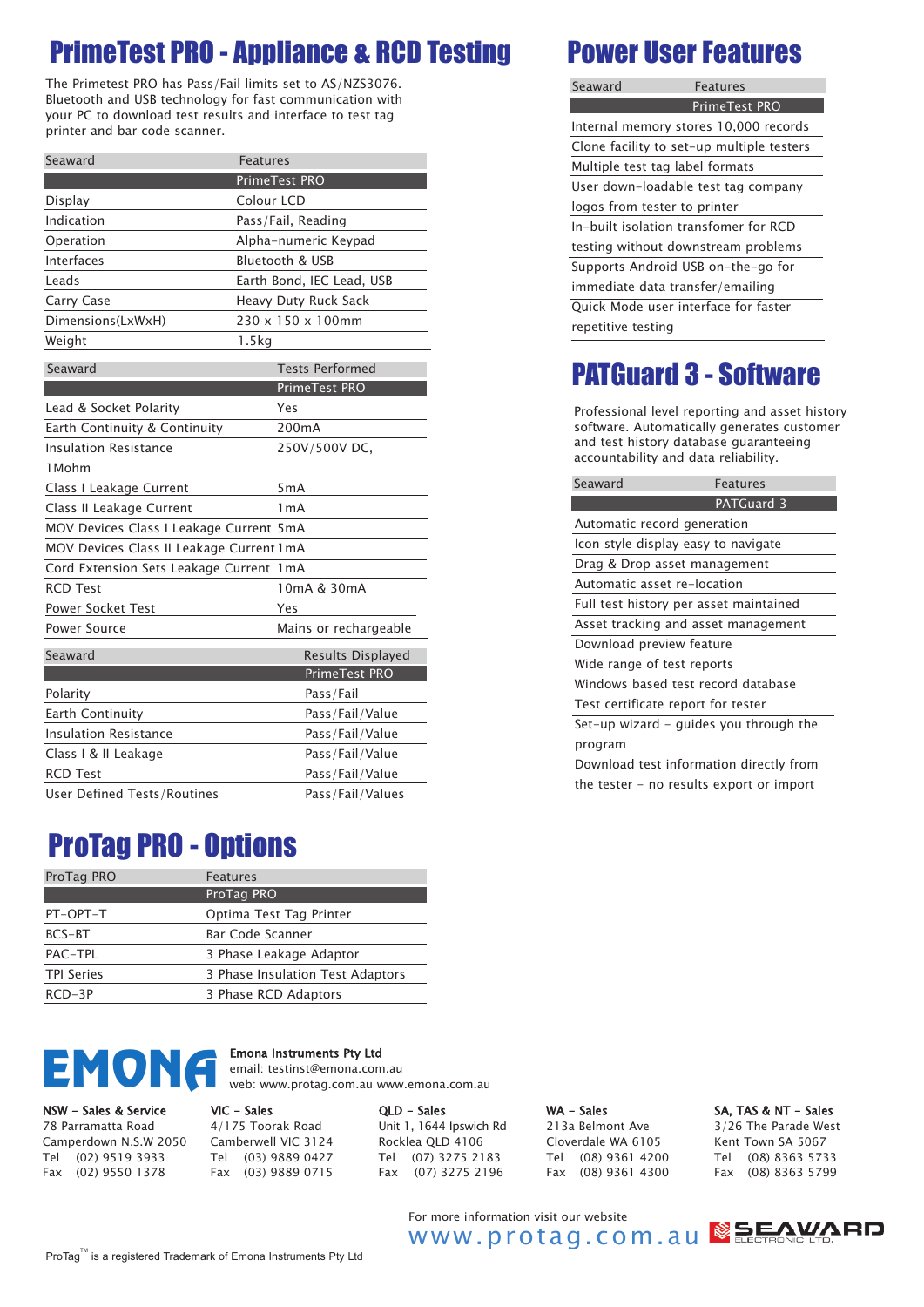# PrimeTest PRO - Appliance & RCD Testing

The Primetest PRO has Pass/Fail limits set to AS/NZS3076. Bluetooth and USB technology for fast communication with your PC to download test results and interface to test tag printer and bar code scanner.

| Seaward | Features |
|---|---|
| | PrimeTest PRO |
| Display | Colour LCD |
| Indication | Pass/Fail, Reading |
| Operation | Alpha-numeric Keypad |
| Interfaces | Bluetooth & USB |
| Leads | Earth Bond, IEC Lead, USB |
| Carry Case | Heavy Duty Ruck Sack |
| Dimensions(LxWxH) | 230 x 150 x 100mm |
| Weight | 1.5kg |

| Seaward | Tests Performed |
|---|---|
| | PrimeTest PRO |
| Lead & Socket Polarity | Yes |
| Earth Continuity & Continuity | 200mA |
| Insulation Resistance | 250V/500V DC, |
| 1Mohm | |
| Class I Leakage Current | 5mA |
| Class II Leakage Current | 1mA |
| MOV Devices Class I Leakage Current | 5mA |
| MOV Devices Class II Leakage Current | 1mA |
| Cord Extension Sets Leakage Current | 1mA |
| RCD Test | 10mA & 30mA |
| Power Socket Test | Yes |
| Power Source | Mains or rechargeable |

| Seaward | Results Displayed |
|---|---|
| | PrimeTest PRO |
| Polarity | Pass/Fail |
| Earth Continuity | Pass/Fail/Value |
| Insulation Resistance | Pass/Fail/Value |
| Class I & II Leakage | Pass/Fail/Value |
| RCD Test | Pass/Fail/Value |
| User Defined Tests/Routines | Pass/Fail/Values |

# ProTag PRO - Options

| ProTag PRO | Features |
|---|---|
| | ProTag PRO |
| PT-OPT-T | Optima Test Tag Printer |
| BCS-BT | Bar Code Scanner |
| PAC-TPL | 3 Phase Leakage Adaptor |
| TPI Series | 3 Phase Insulation Test Adaptors |
| RCD-3P | 3 Phase RCD Adaptors |

# Power User Features

| Seaward | Features |
|---|---|
| | PrimeTest PRO |
| Internal memory stores 10,000 records | |
| Clone facility to set-up multiple testers | |
| Multiple test tag label formats | |
| User down-loadable test tag company logos from tester to printer | |
| In-built isolation transformer for RCD testing without downstream problems | |
| Supports Android USB on-the-go for immediate data transfer/emailing | |
| Quick Mode user interface for faster repetitive testing | |

# PATGuard 3 - Software

Professional level reporting and asset history software. Automatically generates customer and test history database guaranteeing accountability and data reliability.

| Seaward | Features |
|---|---|
| | PATGuard 3 |
| Automatic record generation | |
| Icon style display easy to navigate | |
| Drag & Drop asset management | |
| Automatic asset re-location | |
| Full test history per asset maintained | |
| Asset tracking and asset management | |
| Download preview feature | |
| Wide range of test reports | |
| Windows based test record database | |
| Test certificate report for tester | |
| Set-up wizard - guides you through the program | |
| Download test information directly from the tester - no results export or import | |

EMONA

**Emona Instruments Pty Ltd**
email: testinst@emona.com.au
web: www.protag.com.au www.emona.com.au

**NSW - Sales & Service**
78 Parramatta Road
Camperdown N.S.W 2050
Tel (02) 9519 3933
Fax (02) 9550 1378

**VIC - Sales**
4/175 Toorak Road
Camberwell VIC 3124
Tel (03) 9889 0427
Fax (03) 9889 0715

**QLD - Sales**
Unit 1, 1644 Ipswich Rd
Rocklea QLD 4106
Tel (07) 3275 2183
Fax (07) 3275 2196

**WA - Sales**
213a Belmont Ave
Cloverdale WA 6105
Tel (08) 9361 4200
Fax (08) 9361 4300

**SA, TAS & NT - Sales**
3/26 The Parade West
Kent Town SA 5067
Tel (08) 8363 5733
Fax (08) 8363 5799

For more information visit our website
www.protag.com.au

SEAWARD ELECTRONIC LTD.

ProTag™ is a registered Trademark of Emona Instruments Pty Ltd